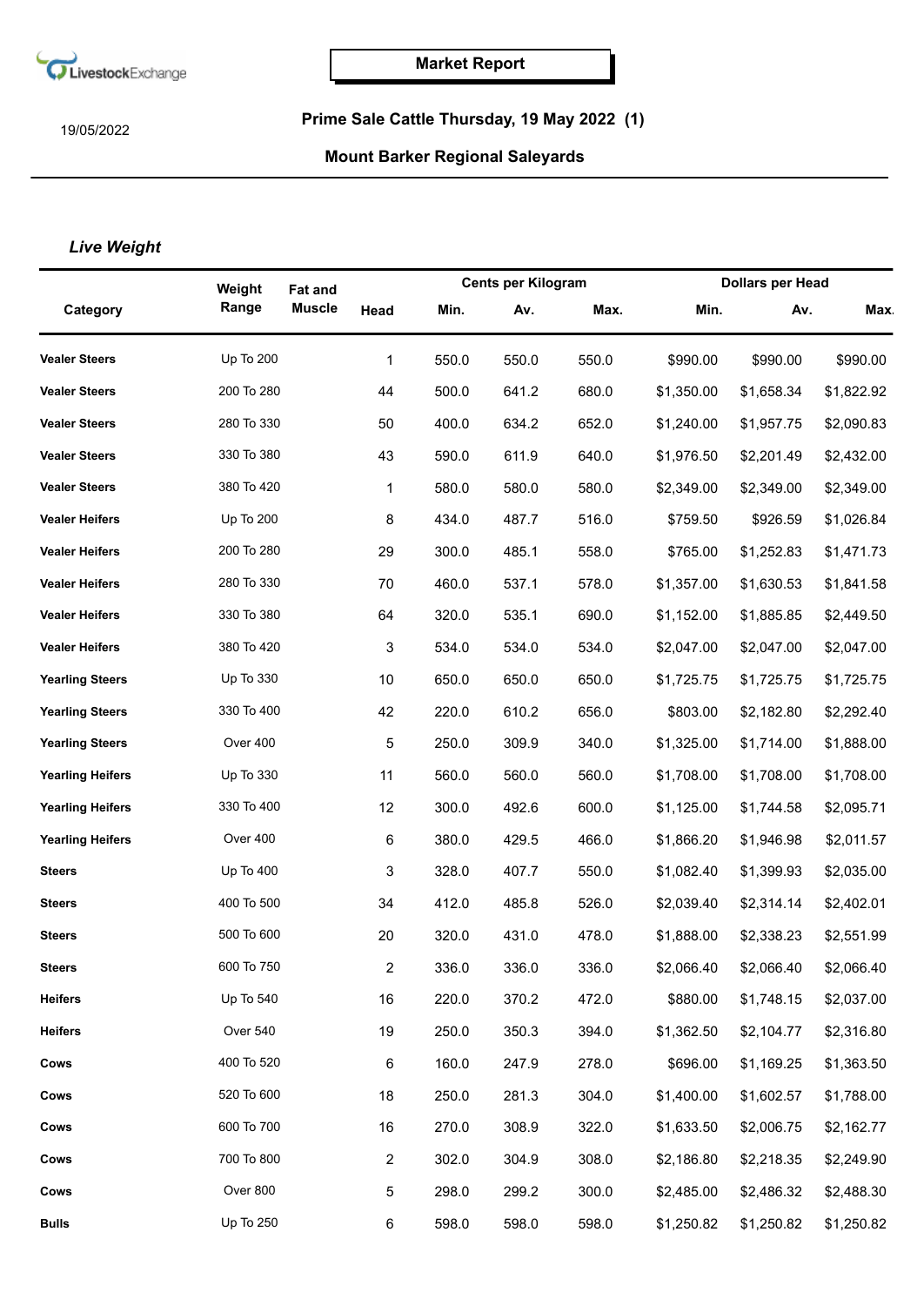LivestockExchange

**Market Report**

19/05/2022

## Prime Sale Cattle Thursday, 19 May 2022 (1)

## Mount Barker Regional Saleyards

### *Live Weight*

| Category | Weight Range | Fat and Muscle | Head | Cents per Kilogram | | | Dollars per Head | | |
|---|---|---|---|---|---|---|---|---|---|
| | | | | Min. | Av. | Max. | Min. | Av. | Max. |
| **Vealer Steers** | Up To 200 | | 1 | 550.0 | 550.0 | 550.0 | $990.00 | $990.00 | $990.00 |
| **Vealer Steers** | 200 To 280 | | 44 | 500.0 | 641.2 | 680.0 | $1,350.00 | $1,658.34 | $1,822.92 |
| **Vealer Steers** | 280 To 330 | | 50 | 400.0 | 634.2 | 652.0 | $1,240.00 | $1,957.75 | $2,090.83 |
| **Vealer Steers** | 330 To 380 | | 43 | 590.0 | 611.9 | 640.0 | $1,976.50 | $2,201.49 | $2,432.00 |
| **Vealer Steers** | 380 To 420 | | 1 | 580.0 | 580.0 | 580.0 | $2,349.00 | $2,349.00 | $2,349.00 |
| **Vealer Heifers** | Up To 200 | | 8 | 434.0 | 487.7 | 516.0 | $759.50 | $926.59 | $1,026.84 |
| **Vealer Heifers** | 200 To 280 | | 29 | 300.0 | 485.1 | 558.0 | $765.00 | $1,252.83 | $1,471.73 |
| **Vealer Heifers** | 280 To 330 | | 70 | 460.0 | 537.1 | 578.0 | $1,357.00 | $1,630.53 | $1,841.58 |
| **Vealer Heifers** | 330 To 380 | | 64 | 320.0 | 535.1 | 690.0 | $1,152.00 | $1,885.85 | $2,449.50 |
| **Vealer Heifers** | 380 To 420 | | 3 | 534.0 | 534.0 | 534.0 | $2,047.00 | $2,047.00 | $2,047.00 |
| **Yearling Steers** | Up To 330 | | 10 | 650.0 | 650.0 | 650.0 | $1,725.75 | $1,725.75 | $1,725.75 |
| **Yearling Steers** | 330 To 400 | | 42 | 220.0 | 610.2 | 656.0 | $803.00 | $2,182.80 | $2,292.40 |
| **Yearling Steers** | Over 400 | | 5 | 250.0 | 309.9 | 340.0 | $1,325.00 | $1,714.00 | $1,888.00 |
| **Yearling Heifers** | Up To 330 | | 11 | 560.0 | 560.0 | 560.0 | $1,708.00 | $1,708.00 | $1,708.00 |
| **Yearling Heifers** | 330 To 400 | | 12 | 300.0 | 492.6 | 600.0 | $1,125.00 | $1,744.58 | $2,095.71 |
| **Yearling Heifers** | Over 400 | | 6 | 380.0 | 429.5 | 466.0 | $1,866.20 | $1,946.98 | $2,011.57 |
| **Steers** | Up To 400 | | 3 | 328.0 | 407.7 | 550.0 | $1,082.40 | $1,399.93 | $2,035.00 |
| **Steers** | 400 To 500 | | 34 | 412.0 | 485.8 | 526.0 | $2,039.40 | $2,314.14 | $2,402.01 |
| **Steers** | 500 To 600 | | 20 | 320.0 | 431.0 | 478.0 | $1,888.00 | $2,338.23 | $2,551.99 |
| **Steers** | 600 To 750 | | 2 | 336.0 | 336.0 | 336.0 | $2,066.40 | $2,066.40 | $2,066.40 |
| **Heifers** | Up To 540 | | 16 | 220.0 | 370.2 | 472.0 | $880.00 | $1,748.15 | $2,037.00 |
| **Heifers** | Over 540 | | 19 | 250.0 | 350.3 | 394.0 | $1,362.50 | $2,104.77 | $2,316.80 |
| **Cows** | 400 To 520 | | 6 | 160.0 | 247.9 | 278.0 | $696.00 | $1,169.25 | $1,363.50 |
| **Cows** | 520 To 600 | | 18 | 250.0 | 281.3 | 304.0 | $1,400.00 | $1,602.57 | $1,788.00 |
| **Cows** | 600 To 700 | | 16 | 270.0 | 308.9 | 322.0 | $1,633.50 | $2,006.75 | $2,162.77 |
| **Cows** | 700 To 800 | | 2 | 302.0 | 304.9 | 308.0 | $2,186.80 | $2,218.35 | $2,249.90 |
| **Cows** | Over 800 | | 5 | 298.0 | 299.2 | 300.0 | $2,485.00 | $2,486.32 | $2,488.30 |
| **Bulls** | Up To 250 | | 6 | 598.0 | 598.0 | 598.0 | $1,250.82 | $1,250.82 | $1,250.82 |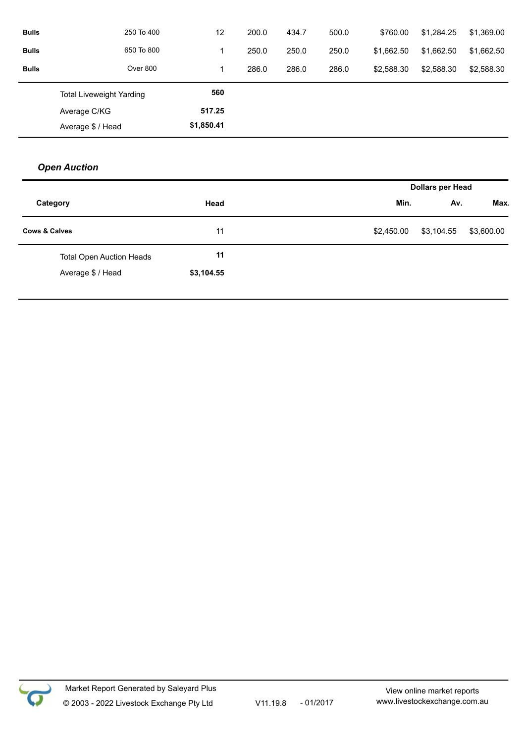| | | | | | | | | |
|---|---|---|---|---|---|---|---|---|
| **Bulls** | 250 To 400 | 12 | 200.0 | 434.7 | 500.0 | $760.00 | $1,284.25 | $1,369.00 |
| **Bulls** | 650 To 800 | 1 | 250.0 | 250.0 | 250.0 | $1,662.50 | $1,662.50 | $1,662.50 |
| **Bulls** | Over 800 | 1 | 286.0 | 286.0 | 286.0 | $2,588.30 | $2,588.30 | $2,588.30 |

| | |
|---|---|
| Total Liveweight Yarding | **560** |
| Average C/KG | **517.25** |
| Average $ / Head | **$1,850.41** |

### *Open Auction*

| Category | Head | Dollars per Head Min. | Av. | Max. |
|---|---|---|---|---|
| **Cows & Calves** | 11 | $2,450.00 | $3,104.55 | $3,600.00 |

| | |
|---|---|
| Total Open Auction Heads | **11** |
| Average $ / Head | **$3,104.55** |

Market Report Generated by Saleyard Plus
© 2003 - 2022 Livestock Exchange Pty Ltd V11.19.8 - 01/2017
View online market reports
www.livestockexchange.com.au